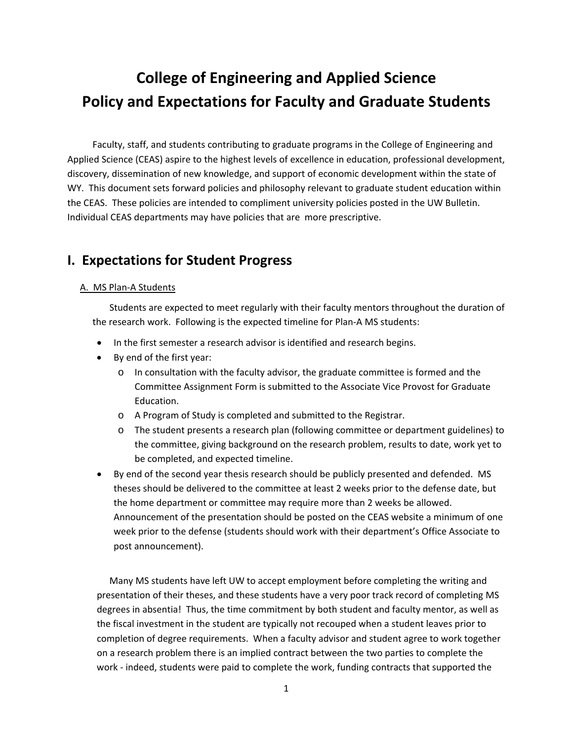# College of Engineering and Applied Science
# Policy and Expectations for Faculty and Graduate Students

Faculty, staff, and students contributing to graduate programs in the College of Engineering and Applied Science (CEAS) aspire to the highest levels of excellence in education, professional development, discovery, dissemination of new knowledge, and support of economic development within the state of WY. This document sets forward policies and philosophy relevant to graduate student education within the CEAS. These policies are intended to compliment university policies posted in the UW Bulletin. Individual CEAS departments may have policies that are more prescriptive.

## I. Expectations for Student Progress

### A. MS Plan-A Students

Students are expected to meet regularly with their faculty mentors throughout the duration of the research work. Following is the expected timeline for Plan-A MS students:

- In the first semester a research advisor is identified and research begins.
- By end of the first year:
  - In consultation with the faculty advisor, the graduate committee is formed and the Committee Assignment Form is submitted to the Associate Vice Provost for Graduate Education.
  - A Program of Study is completed and submitted to the Registrar.
  - The student presents a research plan (following committee or department guidelines) to the committee, giving background on the research problem, results to date, work yet to be completed, and expected timeline.
- By end of the second year thesis research should be publicly presented and defended. MS theses should be delivered to the committee at least 2 weeks prior to the defense date, but the home department or committee may require more than 2 weeks be allowed. Announcement of the presentation should be posted on the CEAS website a minimum of one week prior to the defense (students should work with their department's Office Associate to post announcement).

Many MS students have left UW to accept employment before completing the writing and presentation of their theses, and these students have a very poor track record of completing MS degrees in absentia! Thus, the time commitment by both student and faculty mentor, as well as the fiscal investment in the student are typically not recouped when a student leaves prior to completion of degree requirements. When a faculty advisor and student agree to work together on a research problem there is an implied contract between the two parties to complete the work - indeed, students were paid to complete the work, funding contracts that supported the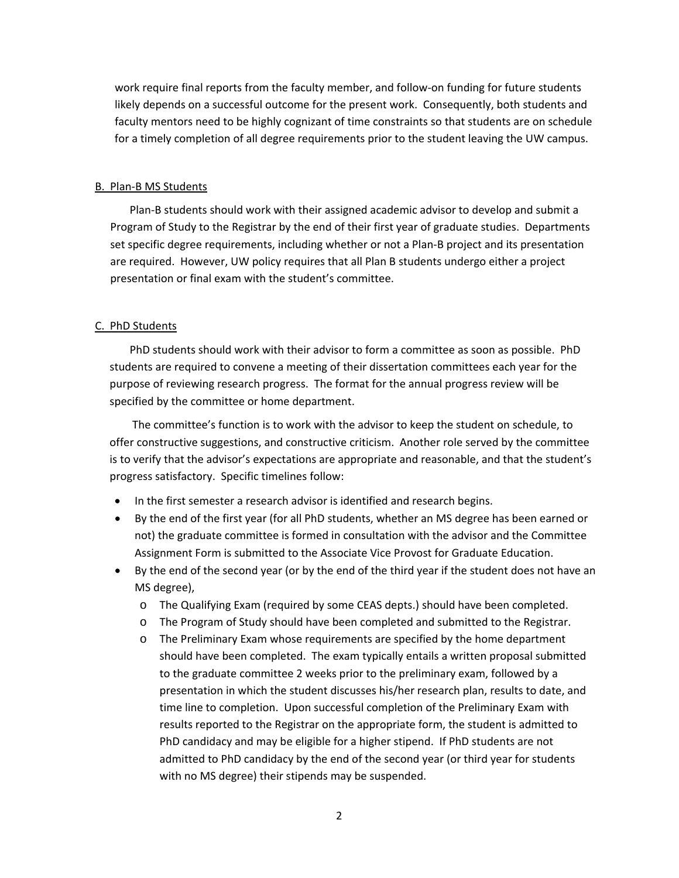work require final reports from the faculty member, and follow-on funding for future students likely depends on a successful outcome for the present work. Consequently, both students and faculty mentors need to be highly cognizant of time constraints so that students are on schedule for a timely completion of all degree requirements prior to the student leaving the UW campus.

### B. Plan-B MS Students

Plan-B students should work with their assigned academic advisor to develop and submit a Program of Study to the Registrar by the end of their first year of graduate studies. Departments set specific degree requirements, including whether or not a Plan-B project and its presentation are required. However, UW policy requires that all Plan B students undergo either a project presentation or final exam with the student's committee.

### C. PhD Students

PhD students should work with their advisor to form a committee as soon as possible. PhD students are required to convene a meeting of their dissertation committees each year for the purpose of reviewing research progress. The format for the annual progress review will be specified by the committee or home department.

The committee's function is to work with the advisor to keep the student on schedule, to offer constructive suggestions, and constructive criticism. Another role served by the committee is to verify that the advisor's expectations are appropriate and reasonable, and that the student's progress satisfactory. Specific timelines follow:

- In the first semester a research advisor is identified and research begins.
- By the end of the first year (for all PhD students, whether an MS degree has been earned or not) the graduate committee is formed in consultation with the advisor and the Committee Assignment Form is submitted to the Associate Vice Provost for Graduate Education.
- By the end of the second year (or by the end of the third year if the student does not have an MS degree),
  - The Qualifying Exam (required by some CEAS depts.) should have been completed.
  - The Program of Study should have been completed and submitted to the Registrar.
  - The Preliminary Exam whose requirements are specified by the home department should have been completed. The exam typically entails a written proposal submitted to the graduate committee 2 weeks prior to the preliminary exam, followed by a presentation in which the student discusses his/her research plan, results to date, and time line to completion. Upon successful completion of the Preliminary Exam with results reported to the Registrar on the appropriate form, the student is admitted to PhD candidacy and may be eligible for a higher stipend. If PhD students are not admitted to PhD candidacy by the end of the second year (or third year for students with no MS degree) their stipends may be suspended.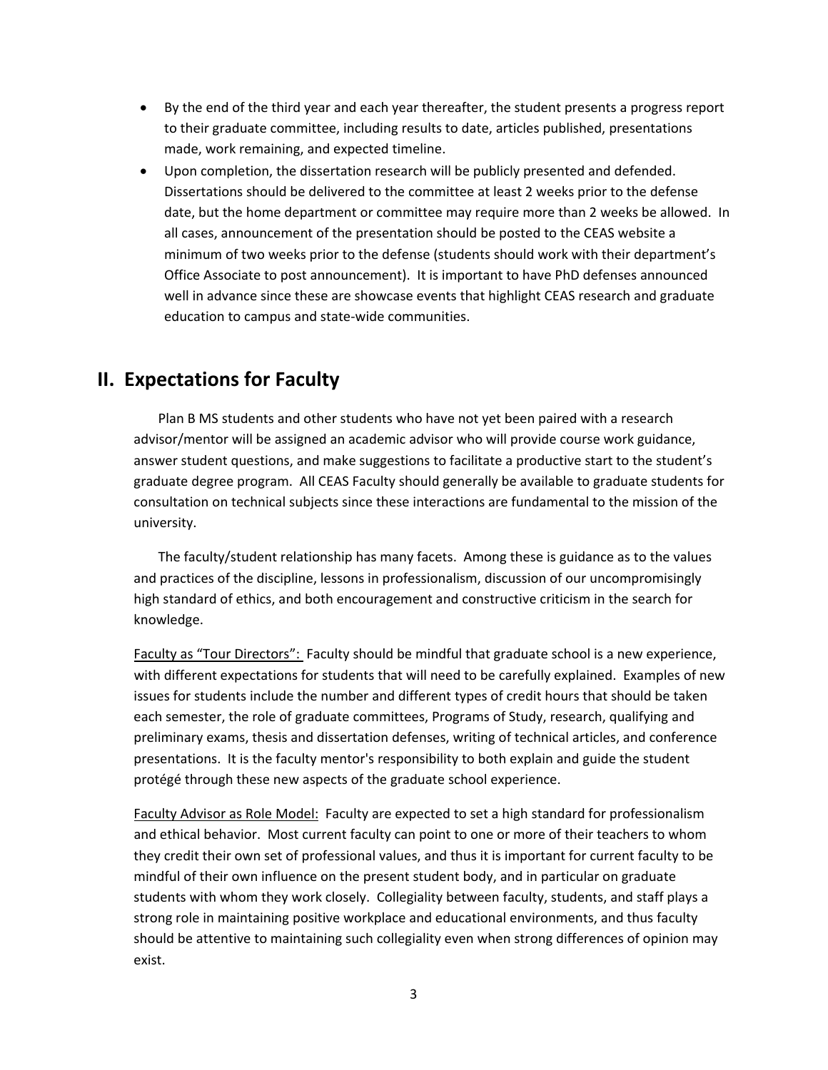- By the end of the third year and each year thereafter, the student presents a progress report to their graduate committee, including results to date, articles published, presentations made, work remaining, and expected timeline.
- Upon completion, the dissertation research will be publicly presented and defended. Dissertations should be delivered to the committee at least 2 weeks prior to the defense date, but the home department or committee may require more than 2 weeks be allowed. In all cases, announcement of the presentation should be posted to the CEAS website a minimum of two weeks prior to the defense (students should work with their department's Office Associate to post announcement). It is important to have PhD defenses announced well in advance since these are showcase events that highlight CEAS research and graduate education to campus and state-wide communities.

## II. Expectations for Faculty

Plan B MS students and other students who have not yet been paired with a research advisor/mentor will be assigned an academic advisor who will provide course work guidance, answer student questions, and make suggestions to facilitate a productive start to the student's graduate degree program. All CEAS Faculty should generally be available to graduate students for consultation on technical subjects since these interactions are fundamental to the mission of the university.

The faculty/student relationship has many facets. Among these is guidance as to the values and practices of the discipline, lessons in professionalism, discussion of our uncompromisingly high standard of ethics, and both encouragement and constructive criticism in the search for knowledge.

<u>Faculty as "Tour Directors":</u> Faculty should be mindful that graduate school is a new experience, with different expectations for students that will need to be carefully explained. Examples of new issues for students include the number and different types of credit hours that should be taken each semester, the role of graduate committees, Programs of Study, research, qualifying and preliminary exams, thesis and dissertation defenses, writing of technical articles, and conference presentations. It is the faculty mentor's responsibility to both explain and guide the student protégé through these new aspects of the graduate school experience.

<u>Faculty Advisor as Role Model:</u> Faculty are expected to set a high standard for professionalism and ethical behavior. Most current faculty can point to one or more of their teachers to whom they credit their own set of professional values, and thus it is important for current faculty to be mindful of their own influence on the present student body, and in particular on graduate students with whom they work closely. Collegiality between faculty, students, and staff plays a strong role in maintaining positive workplace and educational environments, and thus faculty should be attentive to maintaining such collegiality even when strong differences of opinion may exist.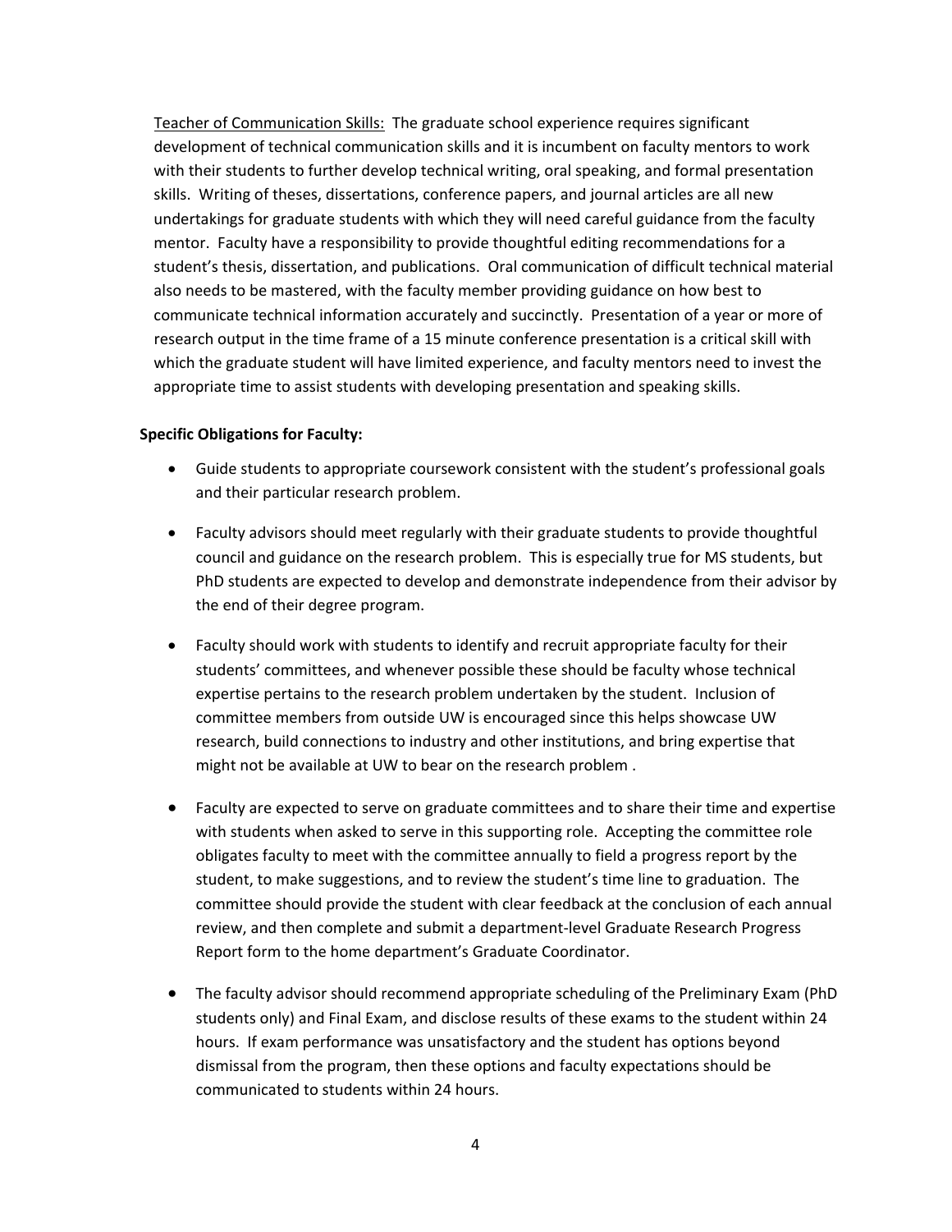<u>Teacher of Communication Skills:</u> The graduate school experience requires significant development of technical communication skills and it is incumbent on faculty mentors to work with their students to further develop technical writing, oral speaking, and formal presentation skills. Writing of theses, dissertations, conference papers, and journal articles are all new undertakings for graduate students with which they will need careful guidance from the faculty mentor. Faculty have a responsibility to provide thoughtful editing recommendations for a student's thesis, dissertation, and publications. Oral communication of difficult technical material also needs to be mastered, with the faculty member providing guidance on how best to communicate technical information accurately and succinctly. Presentation of a year or more of research output in the time frame of a 15 minute conference presentation is a critical skill with which the graduate student will have limited experience, and faculty mentors need to invest the appropriate time to assist students with developing presentation and speaking skills.

**Specific Obligations for Faculty:**

- Guide students to appropriate coursework consistent with the student's professional goals and their particular research problem.
- Faculty advisors should meet regularly with their graduate students to provide thoughtful council and guidance on the research problem. This is especially true for MS students, but PhD students are expected to develop and demonstrate independence from their advisor by the end of their degree program.
- Faculty should work with students to identify and recruit appropriate faculty for their students' committees, and whenever possible these should be faculty whose technical expertise pertains to the research problem undertaken by the student. Inclusion of committee members from outside UW is encouraged since this helps showcase UW research, build connections to industry and other institutions, and bring expertise that might not be available at UW to bear on the research problem .
- Faculty are expected to serve on graduate committees and to share their time and expertise with students when asked to serve in this supporting role. Accepting the committee role obligates faculty to meet with the committee annually to field a progress report by the student, to make suggestions, and to review the student's time line to graduation. The committee should provide the student with clear feedback at the conclusion of each annual review, and then complete and submit a department-level Graduate Research Progress Report form to the home department's Graduate Coordinator.
- The faculty advisor should recommend appropriate scheduling of the Preliminary Exam (PhD students only) and Final Exam, and disclose results of these exams to the student within 24 hours. If exam performance was unsatisfactory and the student has options beyond dismissal from the program, then these options and faculty expectations should be communicated to students within 24 hours.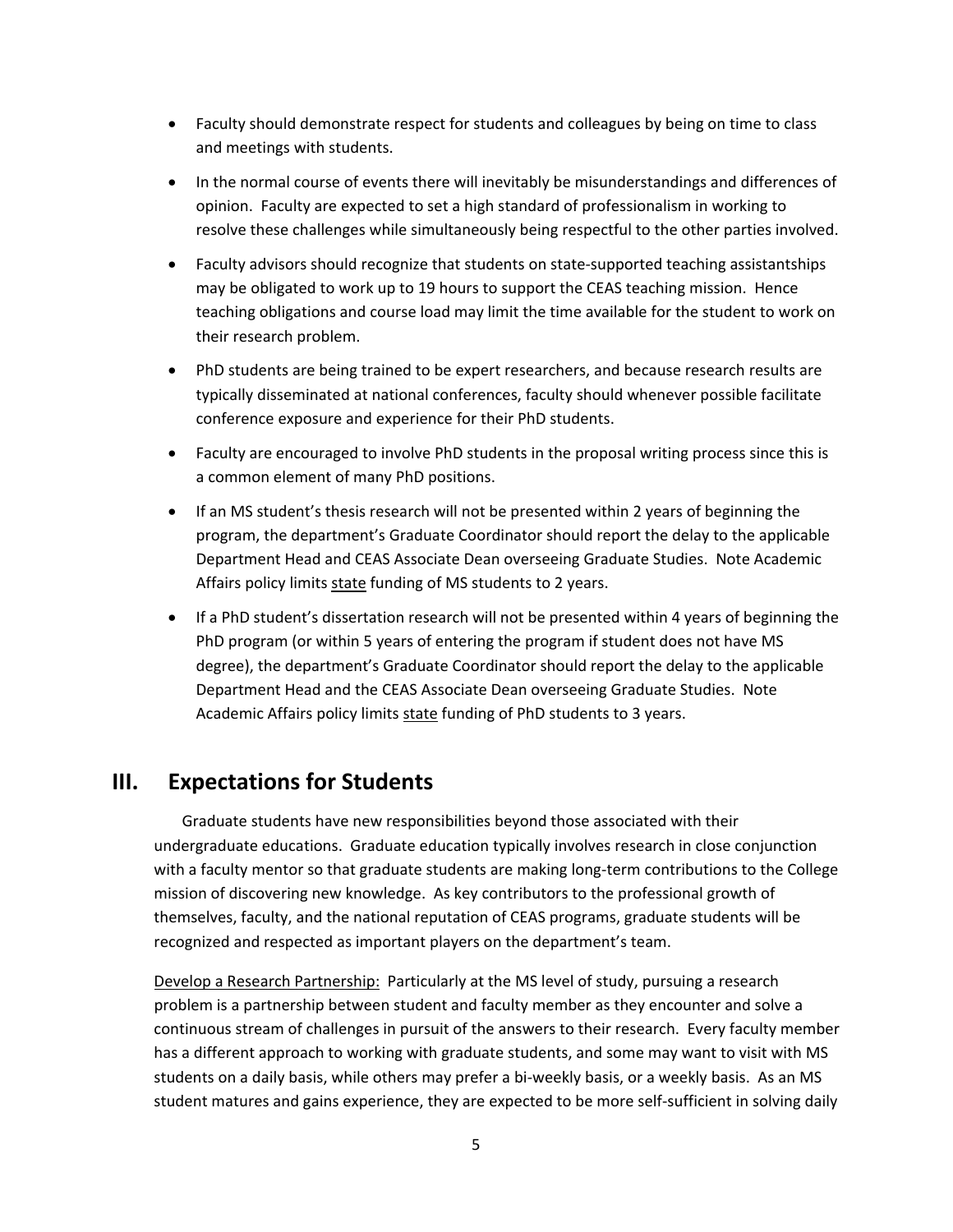- Faculty should demonstrate respect for students and colleagues by being on time to class and meetings with students.
- In the normal course of events there will inevitably be misunderstandings and differences of opinion. Faculty are expected to set a high standard of professionalism in working to resolve these challenges while simultaneously being respectful to the other parties involved.
- Faculty advisors should recognize that students on state-supported teaching assistantships may be obligated to work up to 19 hours to support the CEAS teaching mission. Hence teaching obligations and course load may limit the time available for the student to work on their research problem.
- PhD students are being trained to be expert researchers, and because research results are typically disseminated at national conferences, faculty should whenever possible facilitate conference exposure and experience for their PhD students.
- Faculty are encouraged to involve PhD students in the proposal writing process since this is a common element of many PhD positions.
- If an MS student's thesis research will not be presented within 2 years of beginning the program, the department's Graduate Coordinator should report the delay to the applicable Department Head and CEAS Associate Dean overseeing Graduate Studies. Note Academic Affairs policy limits <u>state</u> funding of MS students to 2 years.
- If a PhD student's dissertation research will not be presented within 4 years of beginning the PhD program (or within 5 years of entering the program if student does not have MS degree), the department's Graduate Coordinator should report the delay to the applicable Department Head and the CEAS Associate Dean overseeing Graduate Studies. Note Academic Affairs policy limits <u>state</u> funding of PhD students to 3 years.

## III. Expectations for Students

Graduate students have new responsibilities beyond those associated with their undergraduate educations. Graduate education typically involves research in close conjunction with a faculty mentor so that graduate students are making long-term contributions to the College mission of discovering new knowledge. As key contributors to the professional growth of themselves, faculty, and the national reputation of CEAS programs, graduate students will be recognized and respected as important players on the department's team.

<u>Develop a Research Partnership:</u> Particularly at the MS level of study, pursuing a research problem is a partnership between student and faculty member as they encounter and solve a continuous stream of challenges in pursuit of the answers to their research. Every faculty member has a different approach to working with graduate students, and some may want to visit with MS students on a daily basis, while others may prefer a bi-weekly basis, or a weekly basis. As an MS student matures and gains experience, they are expected to be more self-sufficient in solving daily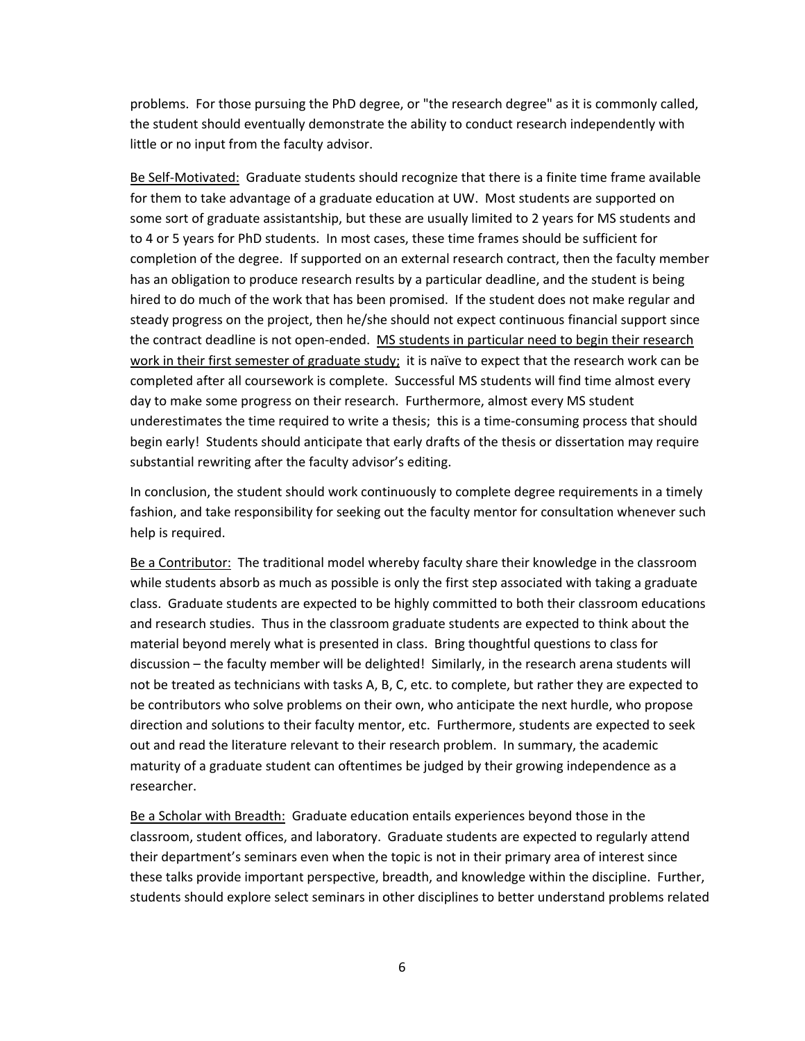problems. For those pursuing the PhD degree, or "the research degree" as it is commonly called, the student should eventually demonstrate the ability to conduct research independently with little or no input from the faculty advisor.

<u>Be Self-Motivated:</u> Graduate students should recognize that there is a finite time frame available for them to take advantage of a graduate education at UW. Most students are supported on some sort of graduate assistantship, but these are usually limited to 2 years for MS students and to 4 or 5 years for PhD students. In most cases, these time frames should be sufficient for completion of the degree. If supported on an external research contract, then the faculty member has an obligation to produce research results by a particular deadline, and the student is being hired to do much of the work that has been promised. If the student does not make regular and steady progress on the project, then he/she should not expect continuous financial support since the contract deadline is not open-ended. <u>MS students in particular need to begin their research work in their first semester of graduate study;</u> it is naïve to expect that the research work can be completed after all coursework is complete. Successful MS students will find time almost every day to make some progress on their research. Furthermore, almost every MS student underestimates the time required to write a thesis; this is a time-consuming process that should begin early! Students should anticipate that early drafts of the thesis or dissertation may require substantial rewriting after the faculty advisor's editing.

In conclusion, the student should work continuously to complete degree requirements in a timely fashion, and take responsibility for seeking out the faculty mentor for consultation whenever such help is required.

<u>Be a Contributor:</u> The traditional model whereby faculty share their knowledge in the classroom while students absorb as much as possible is only the first step associated with taking a graduate class. Graduate students are expected to be highly committed to both their classroom educations and research studies. Thus in the classroom graduate students are expected to think about the material beyond merely what is presented in class. Bring thoughtful questions to class for discussion – the faculty member will be delighted! Similarly, in the research arena students will not be treated as technicians with tasks A, B, C, etc. to complete, but rather they are expected to be contributors who solve problems on their own, who anticipate the next hurdle, who propose direction and solutions to their faculty mentor, etc. Furthermore, students are expected to seek out and read the literature relevant to their research problem. In summary, the academic maturity of a graduate student can oftentimes be judged by their growing independence as a researcher.

<u>Be a Scholar with Breadth:</u> Graduate education entails experiences beyond those in the classroom, student offices, and laboratory. Graduate students are expected to regularly attend their department's seminars even when the topic is not in their primary area of interest since these talks provide important perspective, breadth, and knowledge within the discipline. Further, students should explore select seminars in other disciplines to better understand problems related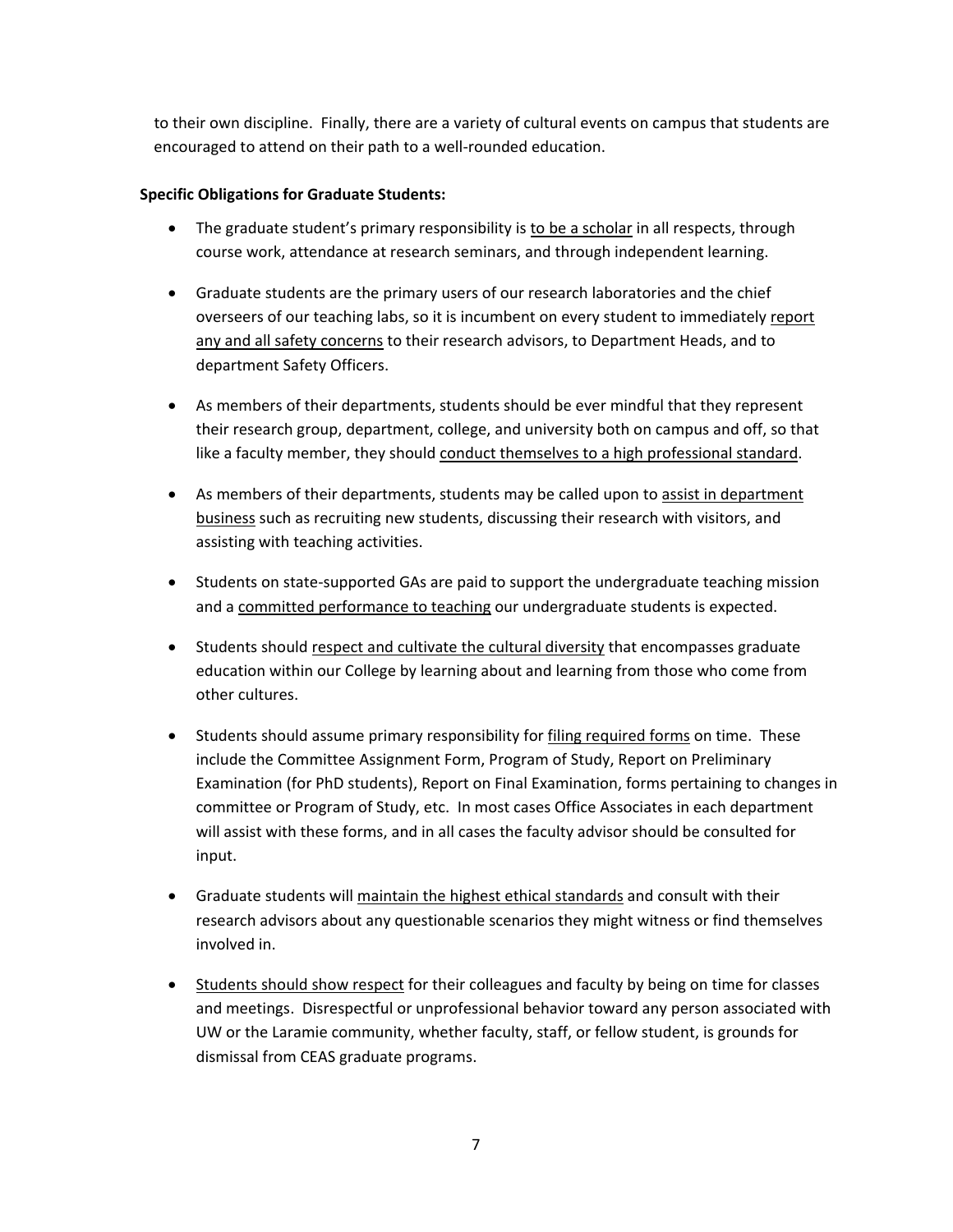to their own discipline. Finally, there are a variety of cultural events on campus that students are encouraged to attend on their path to a well-rounded education.

**Specific Obligations for Graduate Students:**

- The graduate student's primary responsibility is <u>to be a scholar</u> in all respects, through course work, attendance at research seminars, and through independent learning.

- Graduate students are the primary users of our research laboratories and the chief overseers of our teaching labs, so it is incumbent on every student to immediately <u>report any and all safety concerns</u> to their research advisors, to Department Heads, and to department Safety Officers.

- As members of their departments, students should be ever mindful that they represent their research group, department, college, and university both on campus and off, so that like a faculty member, they should <u>conduct themselves to a high professional standard</u>.

- As members of their departments, students may be called upon to <u>assist in department business</u> such as recruiting new students, discussing their research with visitors, and assisting with teaching activities.

- Students on state-supported GAs are paid to support the undergraduate teaching mission and a <u>committed performance to teaching</u> our undergraduate students is expected.

- Students should <u>respect and cultivate the cultural diversity</u> that encompasses graduate education within our College by learning about and learning from those who come from other cultures.

- Students should assume primary responsibility for <u>filing required forms</u> on time. These include the Committee Assignment Form, Program of Study, Report on Preliminary Examination (for PhD students), Report on Final Examination, forms pertaining to changes in committee or Program of Study, etc. In most cases Office Associates in each department will assist with these forms, and in all cases the faculty advisor should be consulted for input.

- Graduate students will <u>maintain the highest ethical standards</u> and consult with their research advisors about any questionable scenarios they might witness or find themselves involved in.

- <u>Students should show respect</u> for their colleagues and faculty by being on time for classes and meetings. Disrespectful or unprofessional behavior toward any person associated with UW or the Laramie community, whether faculty, staff, or fellow student, is grounds for dismissal from CEAS graduate programs.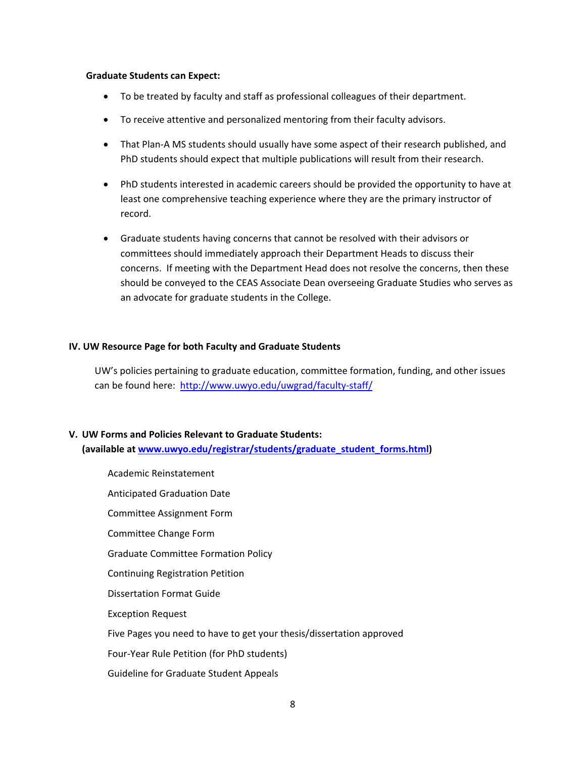**Graduate Students can Expect:**

- To be treated by faculty and staff as professional colleagues of their department.
- To receive attentive and personalized mentoring from their faculty advisors.
- That Plan-A MS students should usually have some aspect of their research published, and PhD students should expect that multiple publications will result from their research.
- PhD students interested in academic careers should be provided the opportunity to have at least one comprehensive teaching experience where they are the primary instructor of record.
- Graduate students having concerns that cannot be resolved with their advisors or committees should immediately approach their Department Heads to discuss their concerns. If meeting with the Department Head does not resolve the concerns, then these should be conveyed to the CEAS Associate Dean overseeing Graduate Studies who serves as an advocate for graduate students in the College.

## IV. UW Resource Page for both Faculty and Graduate Students

UW's policies pertaining to graduate education, committee formation, funding, and other issues can be found here: [http://www.uwyo.edu/uwgrad/faculty-staff/](http://www.uwyo.edu/uwgrad/faculty-staff/)

## V. UW Forms and Policies Relevant to Graduate Students:

**(available at [www.uwyo.edu/registrar/students/graduate_student_forms.html](www.uwyo.edu/registrar/students/graduate_student_forms.html))**

Academic Reinstatement

Anticipated Graduation Date

Committee Assignment Form

Committee Change Form

Graduate Committee Formation Policy

Continuing Registration Petition

Dissertation Format Guide

Exception Request

Five Pages you need to have to get your thesis/dissertation approved

Four-Year Rule Petition (for PhD students)

Guideline for Graduate Student Appeals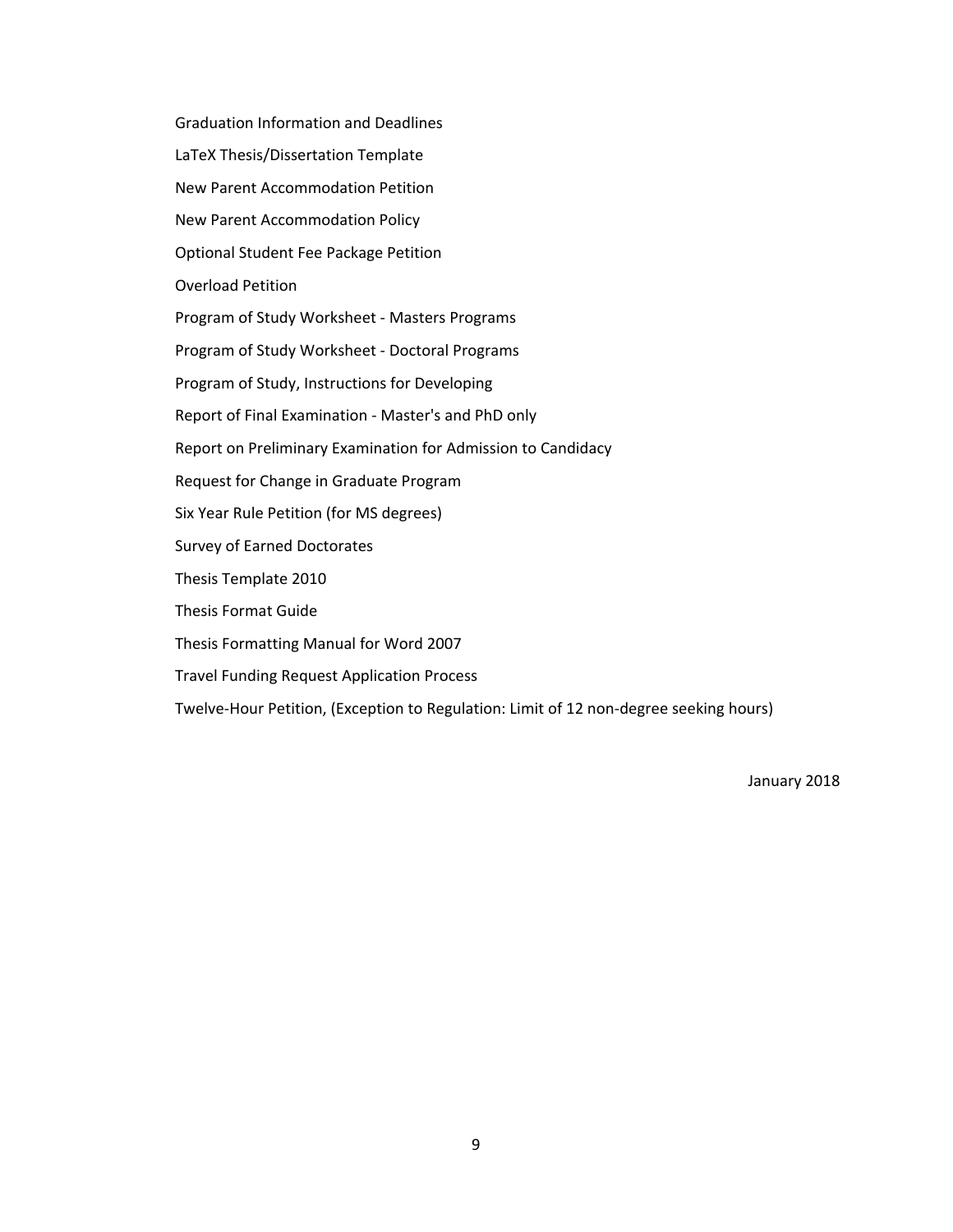Graduation Information and Deadlines

LaTeX Thesis/Dissertation Template

New Parent Accommodation Petition

New Parent Accommodation Policy

Optional Student Fee Package Petition

Overload Petition

Program of Study Worksheet - Masters Programs

Program of Study Worksheet - Doctoral Programs

Program of Study, Instructions for Developing

Report of Final Examination - Master's and PhD only

Report on Preliminary Examination for Admission to Candidacy

Request for Change in Graduate Program

Six Year Rule Petition (for MS degrees)

Survey of Earned Doctorates

Thesis Template 2010

Thesis Format Guide

Thesis Formatting Manual for Word 2007

Travel Funding Request Application Process

Twelve-Hour Petition, (Exception to Regulation: Limit of 12 non-degree seeking hours)

January 2018